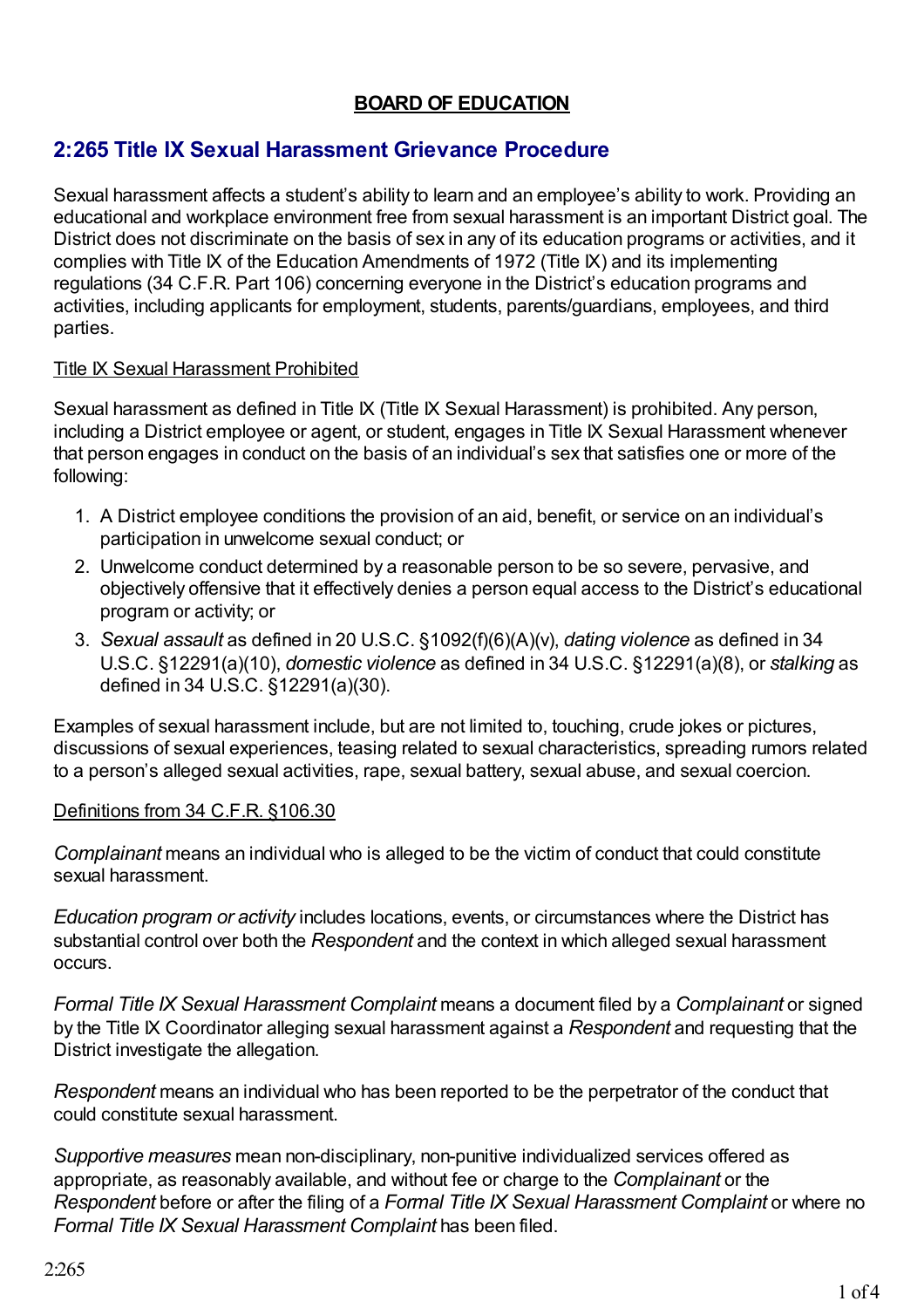**BOARD OF EDUCATION**

## 2:265 Title IX Sexual Harassment Grievance Procedure

Sexual harassment affects a student's ability to learn and an employee's ability to work. Providing an educational and workplace environment free from sexual harassment is an important District goal. The District does not discriminate on the basis of sex in any of its education programs or activities, and it complies with Title IX of the Education Amendments of 1972 (Title IX) and its implementing regulations (34 C.F.R. Part 106) concerning everyone in the District's education programs and activities, including applicants for employment, students, parents/guardians, employees, and third parties.

Title IX Sexual Harassment Prohibited

Sexual harassment as defined in Title IX (Title IX Sexual Harassment) is prohibited. Any person, including a District employee or agent, or student, engages in Title IX Sexual Harassment whenever that person engages in conduct on the basis of an individual's sex that satisfies one or more of the following:

1. A District employee conditions the provision of an aid, benefit, or service on an individual's participation in unwelcome sexual conduct; or
2. Unwelcome conduct determined by a reasonable person to be so severe, pervasive, and objectively offensive that it effectively denies a person equal access to the District's educational program or activity; or
3. *Sexual assault* as defined in 20 U.S.C. §1092(f)(6)(A)(v), *dating violence* as defined in 34 U.S.C. §12291(a)(10), *domestic violence* as defined in 34 U.S.C. §12291(a)(8), or *stalking* as defined in 34 U.S.C. §12291(a)(30).

Examples of sexual harassment include, but are not limited to, touching, crude jokes or pictures, discussions of sexual experiences, teasing related to sexual characteristics, spreading rumors related to a person's alleged sexual activities, rape, sexual battery, sexual abuse, and sexual coercion.

Definitions from 34 C.F.R. §106.30

*Complainant* means an individual who is alleged to be the victim of conduct that could constitute sexual harassment.

*Education program or activity* includes locations, events, or circumstances where the District has substantial control over both the *Respondent* and the context in which alleged sexual harassment occurs.

*Formal Title IX Sexual Harassment Complaint* means a document filed by a *Complainant* or signed by the Title IX Coordinator alleging sexual harassment against a *Respondent* and requesting that the District investigate the allegation.

*Respondent* means an individual who has been reported to be the perpetrator of the conduct that could constitute sexual harassment.

*Supportive measures* mean non-disciplinary, non-punitive individualized services offered as appropriate, as reasonably available, and without fee or charge to the *Complainant* or the *Respondent* before or after the filing of a *Formal Title IX Sexual Harassment Complaint* or where no *Formal Title IX Sexual Harassment Complaint* has been filed.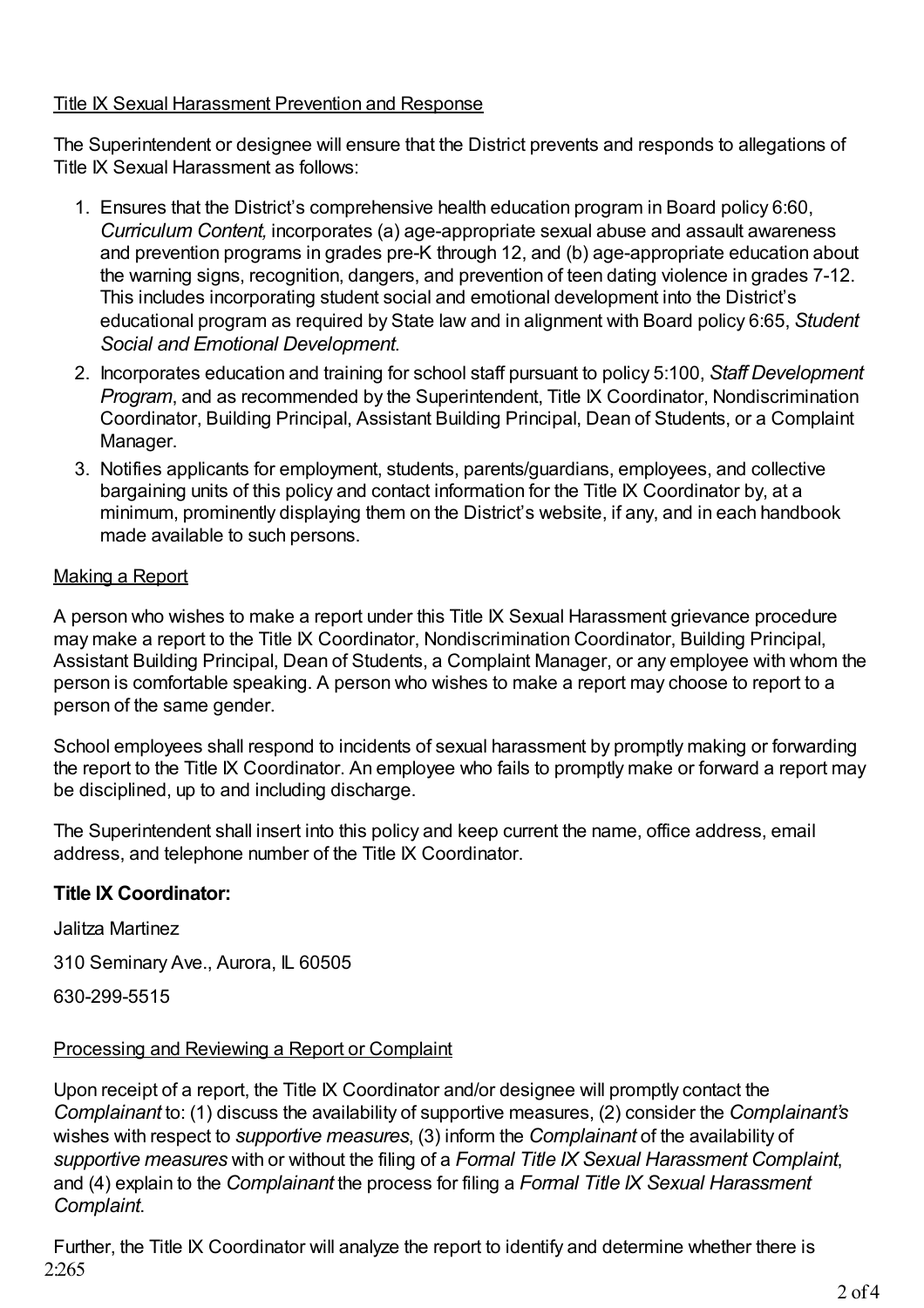Title IX Sexual Harassment Prevention and Response

The Superintendent or designee will ensure that the District prevents and responds to allegations of Title IX Sexual Harassment as follows:

1. Ensures that the District's comprehensive health education program in Board policy 6:60, *Curriculum Content,* incorporates (a) age-appropriate sexual abuse and assault awareness and prevention programs in grades pre-K through 12, and (b) age-appropriate education about the warning signs, recognition, dangers, and prevention of teen dating violence in grades 7-12. This includes incorporating student social and emotional development into the District's educational program as required by State law and in alignment with Board policy 6:65, *Student Social and Emotional Development*.
2. Incorporates education and training for school staff pursuant to policy 5:100, *Staff Development Program*, and as recommended by the Superintendent, Title IX Coordinator, Nondiscrimination Coordinator, Building Principal, Assistant Building Principal, Dean of Students, or a Complaint Manager.
3. Notifies applicants for employment, students, parents/guardians, employees, and collective bargaining units of this policy and contact information for the Title IX Coordinator by, at a minimum, prominently displaying them on the District's website, if any, and in each handbook made available to such persons.

Making a Report

A person who wishes to make a report under this Title IX Sexual Harassment grievance procedure may make a report to the Title IX Coordinator, Nondiscrimination Coordinator, Building Principal, Assistant Building Principal, Dean of Students, a Complaint Manager, or any employee with whom the person is comfortable speaking. A person who wishes to make a report may choose to report to a person of the same gender.

School employees shall respond to incidents of sexual harassment by promptly making or forwarding the report to the Title IX Coordinator. An employee who fails to promptly make or forward a report may be disciplined, up to and including discharge.

The Superintendent shall insert into this policy and keep current the name, office address, email address, and telephone number of the Title IX Coordinator.

**Title IX Coordinator:**

Jalitza Martinez

310 Seminary Ave., Aurora, IL 60505

630-299-5515

Processing and Reviewing a Report or Complaint

Upon receipt of a report, the Title IX Coordinator and/or designee will promptly contact the *Complainant* to: (1) discuss the availability of supportive measures, (2) consider the *Complainant's* wishes with respect to *supportive measures*, (3) inform the *Complainant* of the availability of *supportive measures* with or without the filing of a *Formal Title IX Sexual Harassment Complaint*, and (4) explain to the *Complainant* the process for filing a *Formal Title IX Sexual Harassment Complaint*.

Further, the Title IX Coordinator will analyze the report to identify and determine whether there is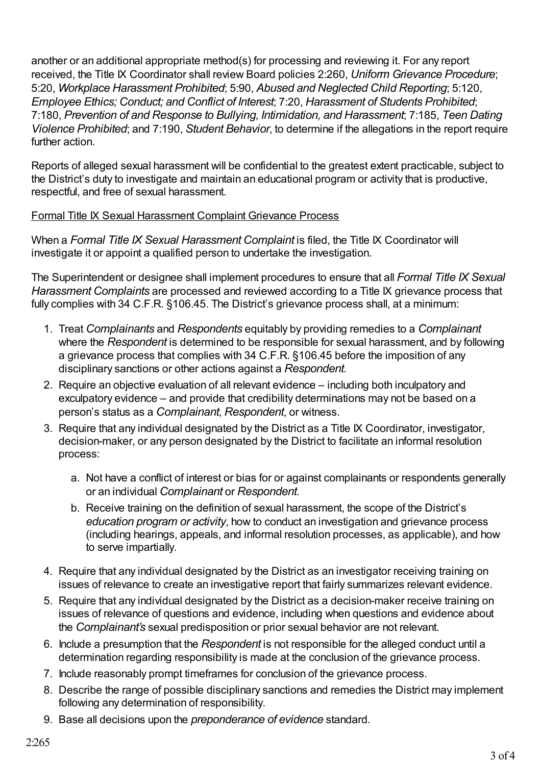another or an additional appropriate method(s) for processing and reviewing it. For any report received, the Title IX Coordinator shall review Board policies 2:260, *Uniform Grievance Procedure*; 5:20, *Workplace Harassment Prohibited*; 5:90, *Abused and Neglected Child Reporting*; 5:120, *Employee Ethics; Conduct; and Conflict of Interest*; 7:20, *Harassment of Students Prohibited*; 7:180, *Prevention of and Response to Bullying, Intimidation, and Harassment*; 7:185, *Teen Dating Violence Prohibited*; and 7:190, *Student Behavior*, to determine if the allegations in the report require further action.

Reports of alleged sexual harassment will be confidential to the greatest extent practicable, subject to the District's duty to investigate and maintain an educational program or activity that is productive, respectful, and free of sexual harassment.

<u>Formal Title IX Sexual Harassment Complaint Grievance Process</u>

When a *Formal Title IX Sexual Harassment Complaint* is filed, the Title IX Coordinator will investigate it or appoint a qualified person to undertake the investigation.

The Superintendent or designee shall implement procedures to ensure that all *Formal Title IX Sexual Harassment Complaints* are processed and reviewed according to a Title IX grievance process that fully complies with 34 C.F.R. §106.45. The District's grievance process shall, at a minimum:

1. Treat *Complainants* and *Respondents* equitably by providing remedies to a *Complainant* where the *Respondent* is determined to be responsible for sexual harassment, and by following a grievance process that complies with 34 C.F.R. §106.45 before the imposition of any disciplinary sanctions or other actions against a *Respondent*.
2. Require an objective evaluation of all relevant evidence – including both inculpatory and exculpatory evidence – and provide that credibility determinations may not be based on a person's status as a *Complainant*, *Respondent*, or witness.
3. Require that any individual designated by the District as a Title IX Coordinator, investigator, decision-maker, or any person designated by the District to facilitate an informal resolution process:
    a. Not have a conflict of interest or bias for or against complainants or respondents generally or an individual *Complainant* or *Respondent*.
    b. Receive training on the definition of sexual harassment, the scope of the District's *education program or activity*, how to conduct an investigation and grievance process (including hearings, appeals, and informal resolution processes, as applicable), and how to serve impartially.
4. Require that any individual designated by the District as an investigator receiving training on issues of relevance to create an investigative report that fairly summarizes relevant evidence.
5. Require that any individual designated by the District as a decision-maker receive training on issues of relevance of questions and evidence, including when questions and evidence about the *Complainant's* sexual predisposition or prior sexual behavior are not relevant.
6. Include a presumption that the *Respondent* is not responsible for the alleged conduct until a determination regarding responsibility is made at the conclusion of the grievance process.
7. Include reasonably prompt timeframes for conclusion of the grievance process.
8. Describe the range of possible disciplinary sanctions and remedies the District may implement following any determination of responsibility.
9. Base all decisions upon the *preponderance of evidence* standard.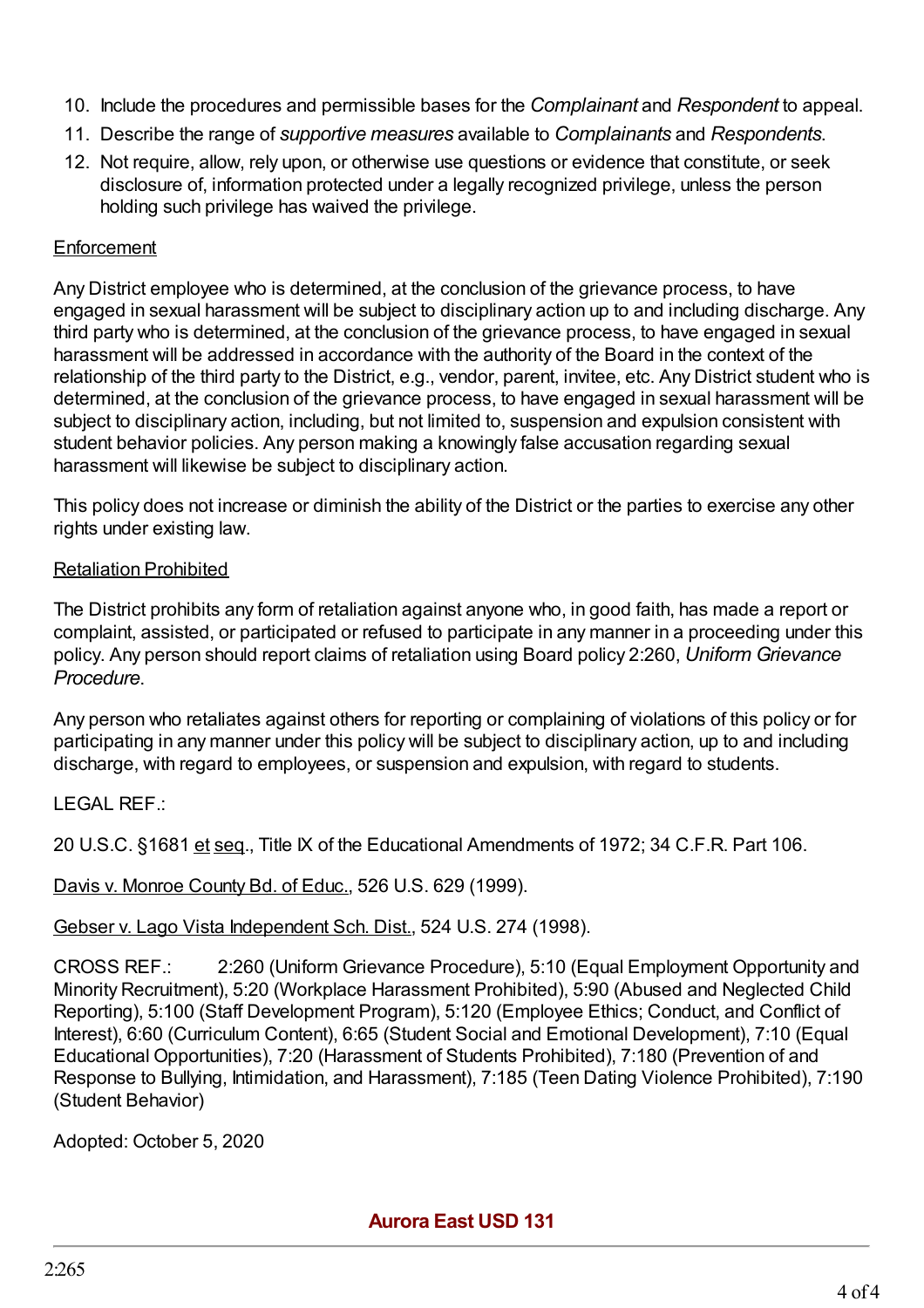10. Include the procedures and permissible bases for the *Complainant* and *Respondent* to appeal.
11. Describe the range of *supportive measures* available to *Complainants* and *Respondents*.
12. Not require, allow, rely upon, or otherwise use questions or evidence that constitute, or seek disclosure of, information protected under a legally recognized privilege, unless the person holding such privilege has waived the privilege.

Enforcement

Any District employee who is determined, at the conclusion of the grievance process, to have engaged in sexual harassment will be subject to disciplinary action up to and including discharge. Any third party who is determined, at the conclusion of the grievance process, to have engaged in sexual harassment will be addressed in accordance with the authority of the Board in the context of the relationship of the third party to the District, e.g., vendor, parent, invitee, etc. Any District student who is determined, at the conclusion of the grievance process, to have engaged in sexual harassment will be subject to disciplinary action, including, but not limited to, suspension and expulsion consistent with student behavior policies. Any person making a knowingly false accusation regarding sexual harassment will likewise be subject to disciplinary action.

This policy does not increase or diminish the ability of the District or the parties to exercise any other rights under existing law.

Retaliation Prohibited

The District prohibits any form of retaliation against anyone who, in good faith, has made a report or complaint, assisted, or participated or refused to participate in any manner in a proceeding under this policy. Any person should report claims of retaliation using Board policy 2:260, *Uniform Grievance Procedure*.

Any person who retaliates against others for reporting or complaining of violations of this policy or for participating in any manner under this policy will be subject to disciplinary action, up to and including discharge, with regard to employees, or suspension and expulsion, with regard to students.

LEGAL REF.:

20 U.S.C. §1681 et seq., Title IX of the Educational Amendments of 1972; 34 C.F.R. Part 106.

Davis v. Monroe County Bd. of Educ., 526 U.S. 629 (1999).

Gebser v. Lago Vista Independent Sch. Dist., 524 U.S. 274 (1998).

CROSS REF.: 2:260 (Uniform Grievance Procedure), 5:10 (Equal Employment Opportunity and Minority Recruitment), 5:20 (Workplace Harassment Prohibited), 5:90 (Abused and Neglected Child Reporting), 5:100 (Staff Development Program), 5:120 (Employee Ethics; Conduct, and Conflict of Interest), 6:60 (Curriculum Content), 6:65 (Student Social and Emotional Development), 7:10 (Equal Educational Opportunities), 7:20 (Harassment of Students Prohibited), 7:180 (Prevention of and Response to Bullying, Intimidation, and Harassment), 7:185 (Teen Dating Violence Prohibited), 7:190 (Student Behavior)

Adopted: October 5, 2020